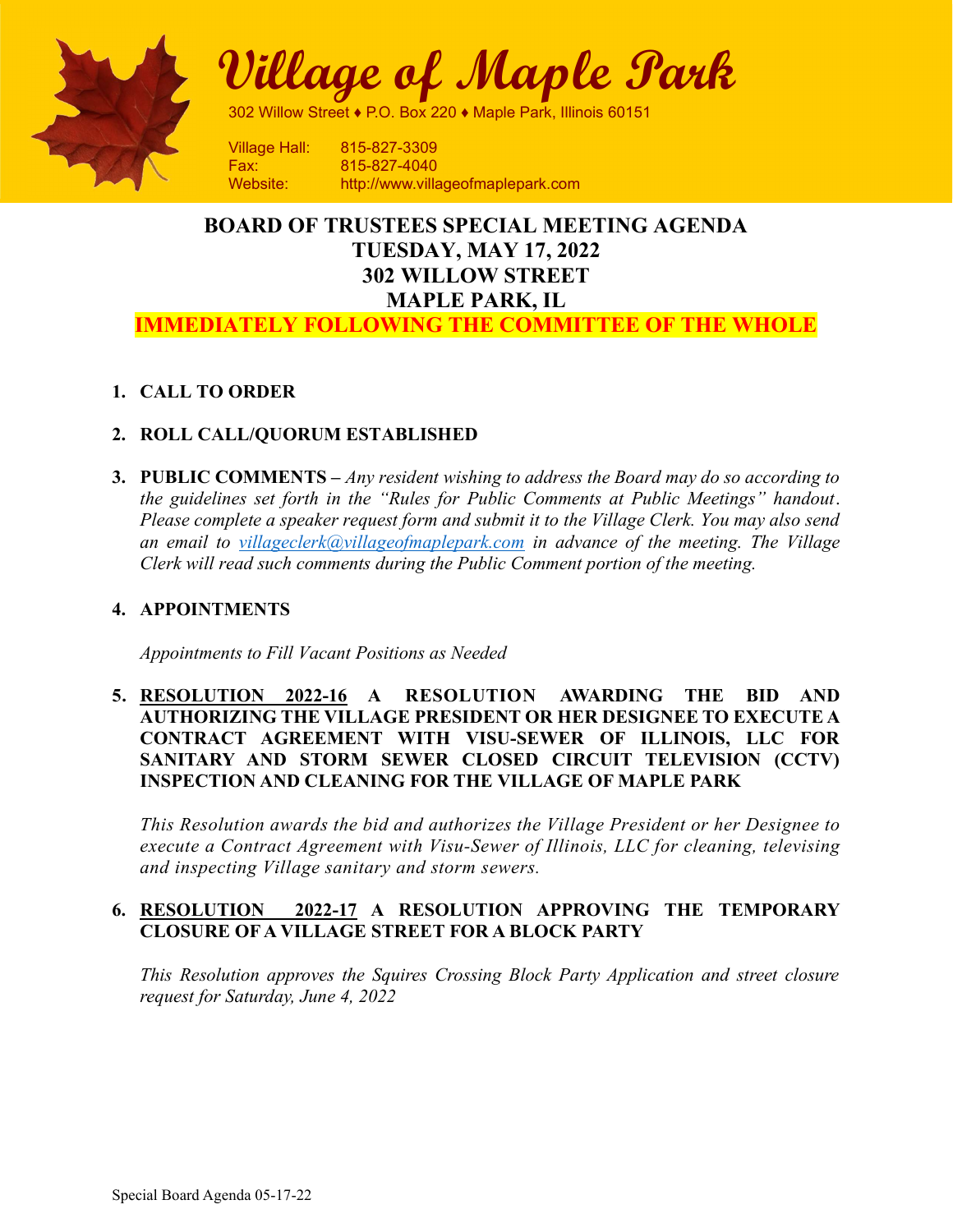# Village of Maple Park

302 Willow Street ♦ P.O. Box 220 ♦ Maple Park, Illinois 60151

Village Hall: 815-827-3309
Fax: 815-827-4040
Website: http://www.villageofmaplepark.com

## BOARD OF TRUSTEES SPECIAL MEETING AGENDA
## TUESDAY, MAY 17, 2022
## 302 WILLOW STREET
## MAPLE PARK, IL
## IMMEDIATELY FOLLOWING THE COMMITTEE OF THE WHOLE

1. **CALL TO ORDER**

2. **ROLL CALL/QUORUM ESTABLISHED**

3. **PUBLIC COMMENTS –** *Any resident wishing to address the Board may do so according to the guidelines set forth in the "Rules for Public Comments at Public Meetings" handout. Please complete a speaker request form and submit it to the Village Clerk. You may also send an email to villageclerk@villageofmaplepark.com in advance of the meeting. The Village Clerk will read such comments during the Public Comment portion of the meeting.*

4. **APPOINTMENTS**

   *Appointments to Fill Vacant Positions as Needed*

5. **RESOLUTION 2022-16 A RESOLUTION AWARDING THE BID AND AUTHORIZING THE VILLAGE PRESIDENT OR HER DESIGNEE TO EXECUTE A CONTRACT AGREEMENT WITH VISU-SEWER OF ILLINOIS, LLC FOR SANITARY AND STORM SEWER CLOSED CIRCUIT TELEVISION (CCTV) INSPECTION AND CLEANING FOR THE VILLAGE OF MAPLE PARK**

   *This Resolution awards the bid and authorizes the Village President or her Designee to execute a Contract Agreement with Visu-Sewer of Illinois, LLC for cleaning, televising and inspecting Village sanitary and storm sewers.*

6. **RESOLUTION 2022-17 A RESOLUTION APPROVING THE TEMPORARY CLOSURE OF A VILLAGE STREET FOR A BLOCK PARTY**

   *This Resolution approves the Squires Crossing Block Party Application and street closure request for Saturday, June 4, 2022*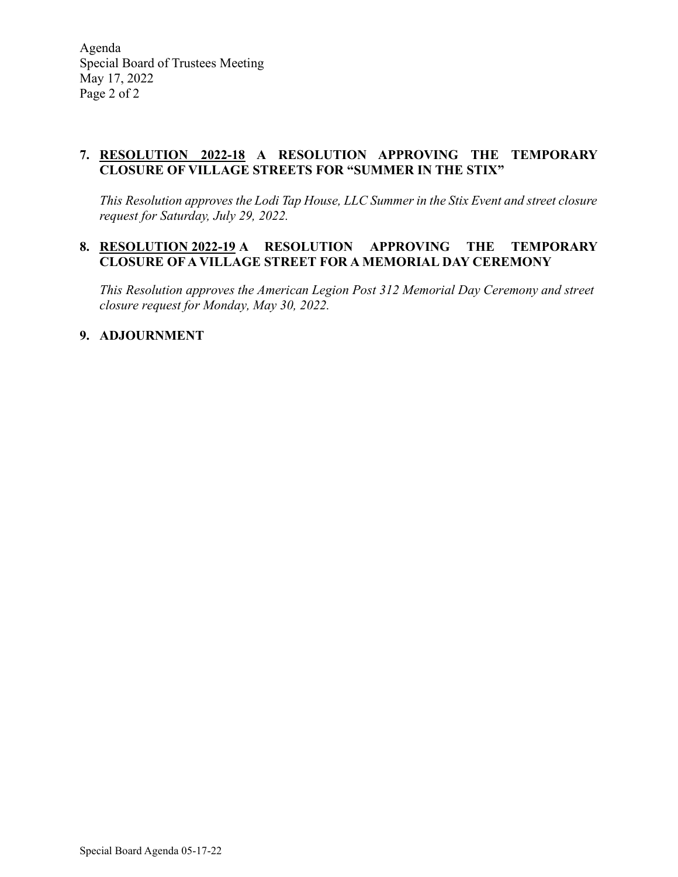7. **<u>RESOLUTION 2022-18</u> A RESOLUTION APPROVING THE TEMPORARY CLOSURE OF VILLAGE STREETS FOR "SUMMER IN THE STIX"**

   *This Resolution approves the Lodi Tap House, LLC Summer in the Stix Event and street closure request for Saturday, July 29, 2022.*

8. **<u>RESOLUTION 2022-19</u> A RESOLUTION APPROVING THE TEMPORARY CLOSURE OF A VILLAGE STREET FOR A MEMORIAL DAY CEREMONY**

   *This Resolution approves the American Legion Post 312 Memorial Day Ceremony and street closure request for Monday, May 30, 2022.*

9. **ADJOURNMENT**